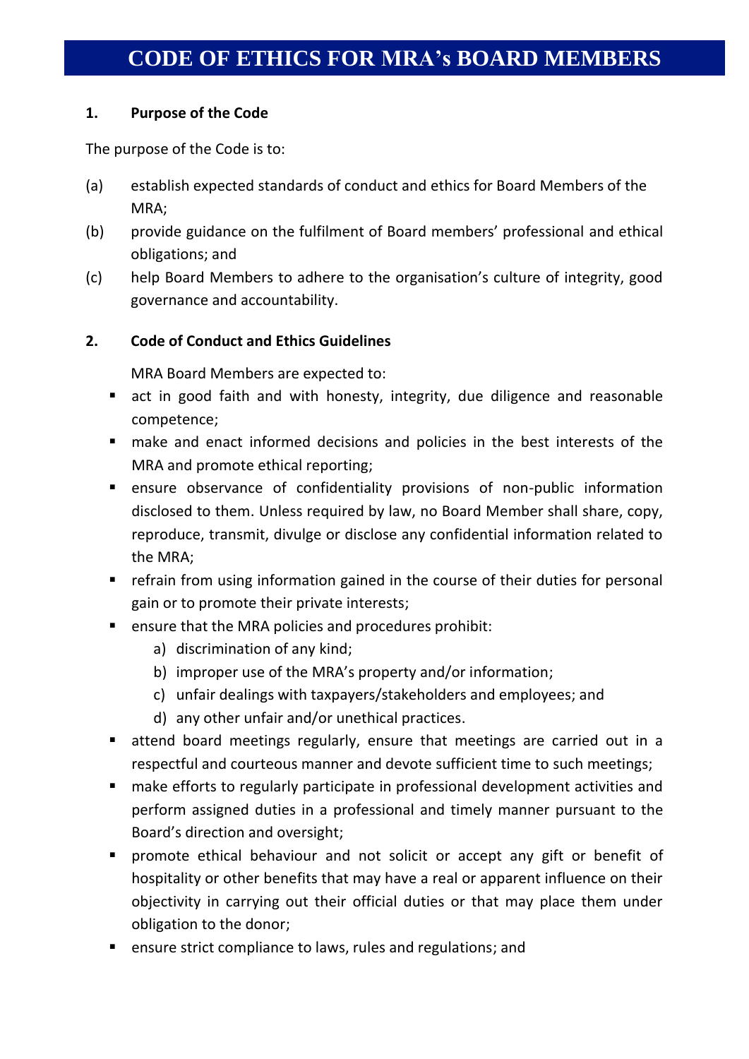# CODE OF ETHICS FOR MRA's BOARD MEMBERS

**1. Purpose of the Code**

The purpose of the Code is to:

(a) establish expected standards of conduct and ethics for Board Members of the MRA;

(b) provide guidance on the fulfilment of Board members' professional and ethical obligations; and

(c) help Board Members to adhere to the organisation's culture of integrity, good governance and accountability.

**2. Code of Conduct and Ethics Guidelines**

MRA Board Members are expected to:

- act in good faith and with honesty, integrity, due diligence and reasonable competence;
- make and enact informed decisions and policies in the best interests of the MRA and promote ethical reporting;
- ensure observance of confidentiality provisions of non-public information disclosed to them. Unless required by law, no Board Member shall share, copy, reproduce, transmit, divulge or disclose any confidential information related to the MRA;
- refrain from using information gained in the course of their duties for personal gain or to promote their private interests;
- ensure that the MRA policies and procedures prohibit:
  a) discrimination of any kind;
  b) improper use of the MRA's property and/or information;
  c) unfair dealings with taxpayers/stakeholders and employees; and
  d) any other unfair and/or unethical practices.
- attend board meetings regularly, ensure that meetings are carried out in a respectful and courteous manner and devote sufficient time to such meetings;
- make efforts to regularly participate in professional development activities and perform assigned duties in a professional and timely manner pursuant to the Board's direction and oversight;
- promote ethical behaviour and not solicit or accept any gift or benefit of hospitality or other benefits that may have a real or apparent influence on their objectivity in carrying out their official duties or that may place them under obligation to the donor;
- ensure strict compliance to laws, rules and regulations; and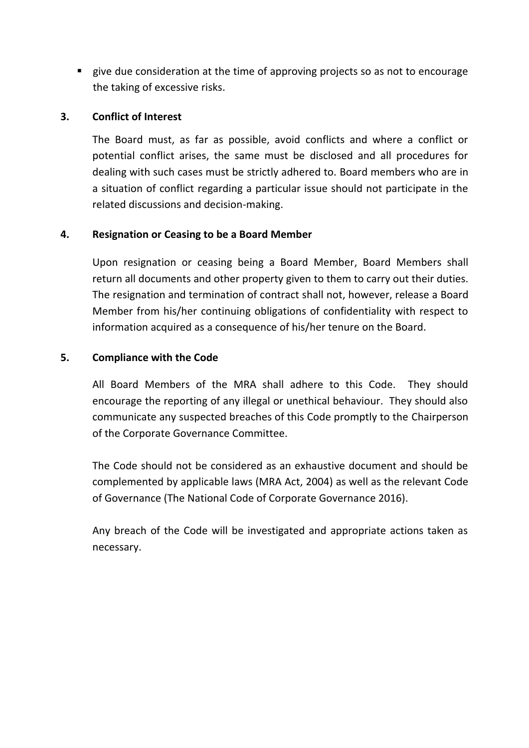- give due consideration at the time of approving projects so as not to encourage the taking of excessive risks.

## 3. Conflict of Interest

The Board must, as far as possible, avoid conflicts and where a conflict or potential conflict arises, the same must be disclosed and all procedures for dealing with such cases must be strictly adhered to. Board members who are in a situation of conflict regarding a particular issue should not participate in the related discussions and decision-making.

## 4. Resignation or Ceasing to be a Board Member

Upon resignation or ceasing being a Board Member, Board Members shall return all documents and other property given to them to carry out their duties. The resignation and termination of contract shall not, however, release a Board Member from his/her continuing obligations of confidentiality with respect to information acquired as a consequence of his/her tenure on the Board.

## 5. Compliance with the Code

All Board Members of the MRA shall adhere to this Code. They should encourage the reporting of any illegal or unethical behaviour. They should also communicate any suspected breaches of this Code promptly to the Chairperson of the Corporate Governance Committee.

The Code should not be considered as an exhaustive document and should be complemented by applicable laws (MRA Act, 2004) as well as the relevant Code of Governance (The National Code of Corporate Governance 2016).

Any breach of the Code will be investigated and appropriate actions taken as necessary.